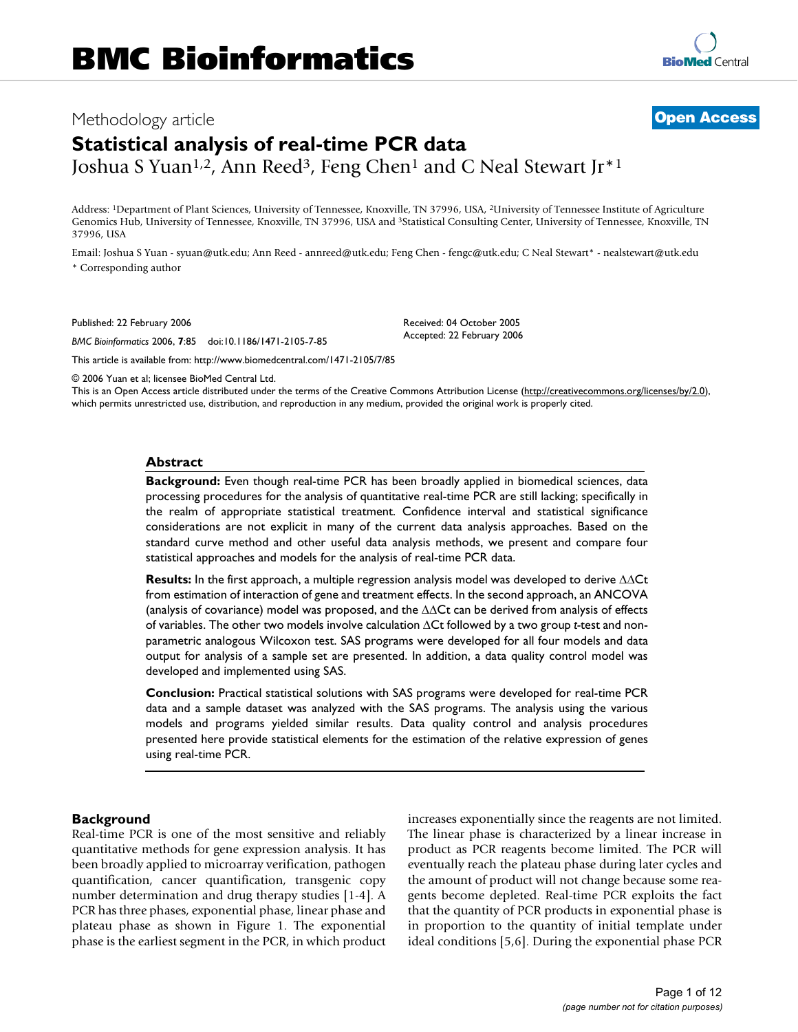# BMC Bioinformatics

Methodology article

**Open Access**

# Statistical analysis of real-time PCR data

Joshua S Yuan[1,2], Ann Reed[3], Feng Chen[1] and C Neal Stewart Jr*[1]

Address: [1]Department of Plant Sciences, University of Tennessee, Knoxville, TN 37996, USA, [2]University of Tennessee Institute of Agriculture Genomics Hub, University of Tennessee, Knoxville, TN 37996, USA and [3]Statistical Consulting Center, University of Tennessee, Knoxville, TN 37996, USA

Email: Joshua S Yuan - syuan@utk.edu; Ann Reed - annreed@utk.edu; Feng Chen - fengc@utk.edu; C Neal Stewart* - nealstewart@utk.edu

\* Corresponding author

Published: 22 February 2006

*BMC Bioinformatics* 2006, **7**:85 doi:10.1186/1471-2105-7-85

Received: 04 October 2005
Accepted: 22 February 2006

This article is available from: http://www.biomedcentral.com/1471-2105/7/85

© 2006 Yuan et al; licensee BioMed Central Ltd.
This is an Open Access article distributed under the terms of the Creative Commons Attribution License (http://creativecommons.org/licenses/by/2.0), which permits unrestricted use, distribution, and reproduction in any medium, provided the original work is properly cited.

## Abstract

**Background:** Even though real-time PCR has been broadly applied in biomedical sciences, data processing procedures for the analysis of quantitative real-time PCR are still lacking; specifically in the realm of appropriate statistical treatment. Confidence interval and statistical significance considerations are not explicit in many of the current data analysis approaches. Based on the standard curve method and other useful data analysis methods, we present and compare four statistical approaches and models for the analysis of real-time PCR data.

**Results:** In the first approach, a multiple regression analysis model was developed to derive ΔΔCt from estimation of interaction of gene and treatment effects. In the second approach, an ANCOVA (analysis of covariance) model was proposed, and the ΔΔCt can be derived from analysis of effects of variables. The other two models involve calculation ΔCt followed by a two group *t*-test and non-parametric analogous Wilcoxon test. SAS programs were developed for all four models and data output for analysis of a sample set are presented. In addition, a data quality control model was developed and implemented using SAS.

**Conclusion:** Practical statistical solutions with SAS programs were developed for real-time PCR data and a sample dataset was analyzed with the SAS programs. The analysis using the various models and programs yielded similar results. Data quality control and analysis procedures presented here provide statistical elements for the estimation of the relative expression of genes using real-time PCR.

## Background

Real-time PCR is one of the most sensitive and reliably quantitative methods for gene expression analysis. It has been broadly applied to microarray verification, pathogen quantification, cancer quantification, transgenic copy number determination and drug therapy studies [1-4]. A PCR has three phases, exponential phase, linear phase and plateau phase as shown in Figure 1. The exponential phase is the earliest segment in the PCR, in which product increases exponentially since the reagents are not limited. The linear phase is characterized by a linear increase in product as PCR reagents become limited. The PCR will eventually reach the plateau phase during later cycles and the amount of product will not change because some reagents become depleted. Real-time PCR exploits the fact that the quantity of PCR products in exponential phase is in proportion to the quantity of initial template under ideal conditions [5,6]. During the exponential phase PCR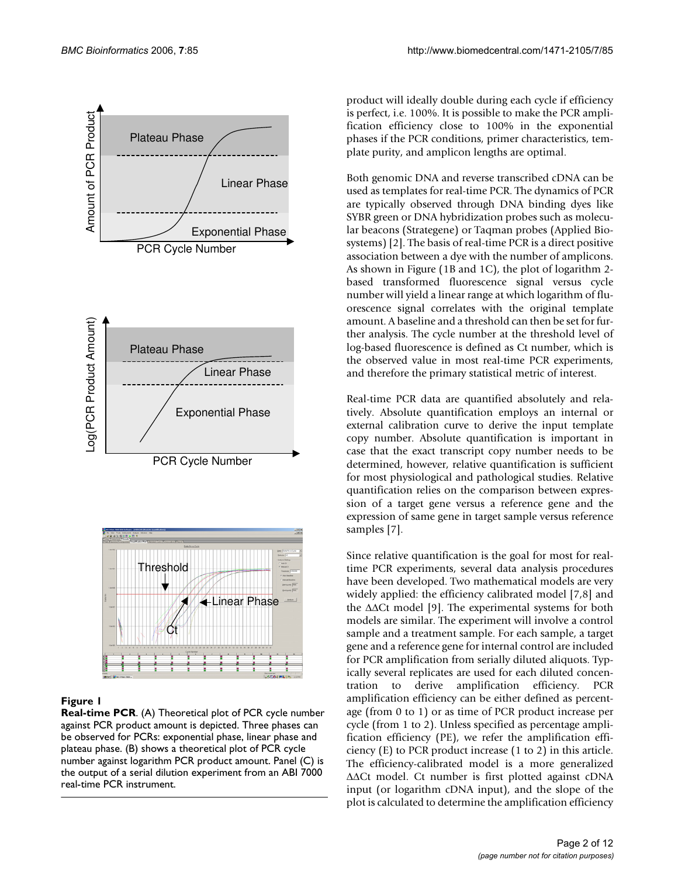**Figure 1**

**Real-time PCR**. (A) Theoretical plot of PCR cycle number against PCR product amount is depicted. Three phases can be observed for PCRs: exponential phase, linear phase and plateau phase. (B) shows a theoretical plot of PCR cycle number against logarithm PCR product amount. Panel (C) is the output of a serial dilution experiment from an ABI 7000 real-time PCR instrument.

product will ideally double during each cycle if efficiency is perfect, i.e. 100%. It is possible to make the PCR amplification efficiency close to 100% in the exponential phases if the PCR conditions, primer characteristics, template purity, and amplicon lengths are optimal.

Both genomic DNA and reverse transcribed cDNA can be used as templates for real-time PCR. The dynamics of PCR are typically observed through DNA binding dyes like SYBR green or DNA hybridization probes such as molecular beacons (Strategene) or Taqman probes (Applied Biosystems) [2]. The basis of real-time PCR is a direct positive association between a dye with the number of amplicons. As shown in Figure (1B and 1C), the plot of logarithm 2-based transformed fluorescence signal versus cycle number will yield a linear range at which logarithm of fluorescence signal correlates with the original template amount. A baseline and a threshold can then be set for further analysis. The cycle number at the threshold level of log-based fluorescence is defined as Ct number, which is the observed value in most real-time PCR experiments, and therefore the primary statistical metric of interest.

Real-time PCR data are quantified absolutely and relatively. Absolute quantification employs an internal or external calibration curve to derive the input template copy number. Absolute quantification is important in case that the exact transcript copy number needs to be determined, however, relative quantification is sufficient for most physiological and pathological studies. Relative quantification relies on the comparison between expression of a target gene versus a reference gene and the expression of same gene in target sample versus reference samples [7].

Since relative quantification is the goal for most for real-time PCR experiments, several data analysis procedures have been developed. Two mathematical models are very widely applied: the efficiency calibrated model [7,8] and the ΔΔCt model [9]. The experimental systems for both models are similar. The experiment will involve a control sample and a treatment sample. For each sample, a target gene and a reference gene for internal control are included for PCR amplification from serially diluted aliquots. Typically several replicates are used for each diluted concentration to derive amplification efficiency. PCR amplification efficiency can be either defined as percentage (from 0 to 1) or as time of PCR product increase per cycle (from 1 to 2). Unless specified as percentage amplification efficiency (PE), we refer the amplification efficiency (E) to PCR product increase (1 to 2) in this article. The efficiency-calibrated model is a more generalized ΔΔCt model. Ct number is first plotted against cDNA input (or logarithm cDNA input), and the slope of the plot is calculated to determine the amplification efficiency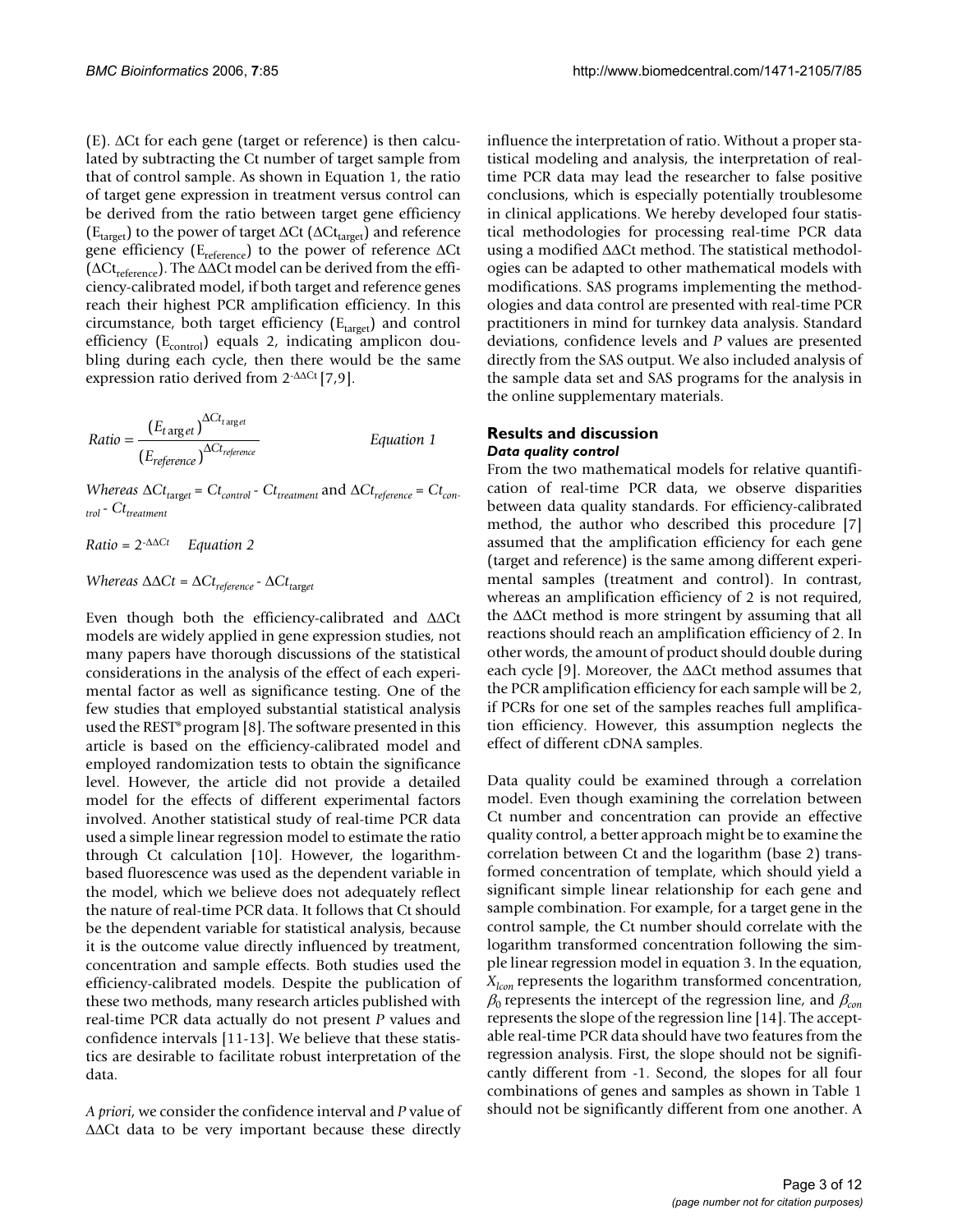(E). ΔCt for each gene (target or reference) is then calculated by subtracting the Ct number of target sample from that of control sample. As shown in Equation 1, the ratio of target gene expression in treatment versus control can be derived from the ratio between target gene efficiency ($E_{target}$) to the power of target ΔCt ($\Delta Ct_{target}$) and reference gene efficiency ($E_{reference}$) to the power of reference ΔCt ($\Delta Ct_{reference}$). The ΔΔCt model can be derived from the efficiency-calibrated model, if both target and reference genes reach their highest PCR amplification efficiency. In this circumstance, both target efficiency ($E_{target}$) and control efficiency ($E_{control}$) equals 2, indicating amplicon doubling during each cycle, then there would be the same expression ratio derived from $2^{-\Delta\Delta Ct}$ [7,9].

$$Ratio = \frac{(E_{target})^{\Delta Ct_{target}}}{(E_{reference})^{\Delta Ct_{reference}}} \qquad \text{Equation 1}$$

*Whereas* $\Delta Ct_{target} = Ct_{control} - Ct_{treatment}$ and $\Delta Ct_{reference} = Ct_{control} - Ct_{treatment}$

$$Ratio = 2^{-\Delta\Delta Ct} \qquad \text{Equation 2}$$

*Whereas* $\Delta\Delta Ct = \Delta Ct_{reference} - \Delta Ct_{target}$

Even though both the efficiency-calibrated and ΔΔCt models are widely applied in gene expression studies, not many papers have thorough discussions of the statistical considerations in the analysis of the effect of each experimental factor as well as significance testing. One of the few studies that employed substantial statistical analysis used the REST® program [8]. The software presented in this article is based on the efficiency-calibrated model and employed randomization tests to obtain the significance level. However, the article did not provide a detailed model for the effects of different experimental factors involved. Another statistical study of real-time PCR data used a simple linear regression model to estimate the ratio through Ct calculation [10]. However, the logarithm-based fluorescence was used as the dependent variable in the model, which we believe does not adequately reflect the nature of real-time PCR data. It follows that Ct should be the dependent variable for statistical analysis, because it is the outcome value directly influenced by treatment, concentration and sample effects. Both studies used the efficiency-calibrated models. Despite the publication of these two methods, many research articles published with real-time PCR data actually do not present *P* values and confidence intervals [11-13]. We believe that these statistics are desirable to facilitate robust interpretation of the data.

*A priori*, we consider the confidence interval and *P* value of ΔΔCt data to be very important because these directly influence the interpretation of ratio. Without a proper statistical modeling and analysis, the interpretation of real-time PCR data may lead the researcher to false positive conclusions, which is especially potentially troublesome in clinical applications. We hereby developed four statistical methodologies for processing real-time PCR data using a modified ΔΔCt method. The statistical methodologies can be adapted to other mathematical models with modifications. SAS programs implementing the methodologies and data control are presented with real-time PCR practitioners in mind for turnkey data analysis. Standard deviations, confidence levels and *P* values are presented directly from the SAS output. We also included analysis of the sample data set and SAS programs for the analysis in the online supplementary materials.

## Results and discussion

### *Data quality control*

From the two mathematical models for relative quantification of real-time PCR data, we observe disparities between data quality standards. For efficiency-calibrated method, the author who described this procedure [7] assumed that the amplification efficiency for each gene (target and reference) is the same among different experimental samples (treatment and control). In contrast, whereas an amplification efficiency of 2 is not required, the ΔΔCt method is more stringent by assuming that all reactions should reach an amplification efficiency of 2. In other words, the amount of product should double during each cycle [9]. Moreover, the ΔΔCt method assumes that the PCR amplification efficiency for each sample will be 2, if PCRs for one set of the samples reaches full amplification efficiency. However, this assumption neglects the effect of different cDNA samples.

Data quality could be examined through a correlation model. Even though examining the correlation between Ct number and concentration can provide an effective quality control, a better approach might be to examine the correlation between Ct and the logarithm (base 2) transformed concentration of template, which should yield a significant simple linear relationship for each gene and sample combination. For example, for a target gene in the control sample, the Ct number should correlate with the logarithm transformed concentration following the simple linear regression model in equation 3. In the equation, $X_{lcon}$ represents the logarithm transformed concentration, $\beta_0$ represents the intercept of the regression line, and $\beta_{con}$ represents the slope of the regression line [14]. The acceptable real-time PCR data should have two features from the regression analysis. First, the slope should not be significantly different from -1. Second, the slopes for all four combinations of genes and samples as shown in Table 1 should not be significantly different from one another. A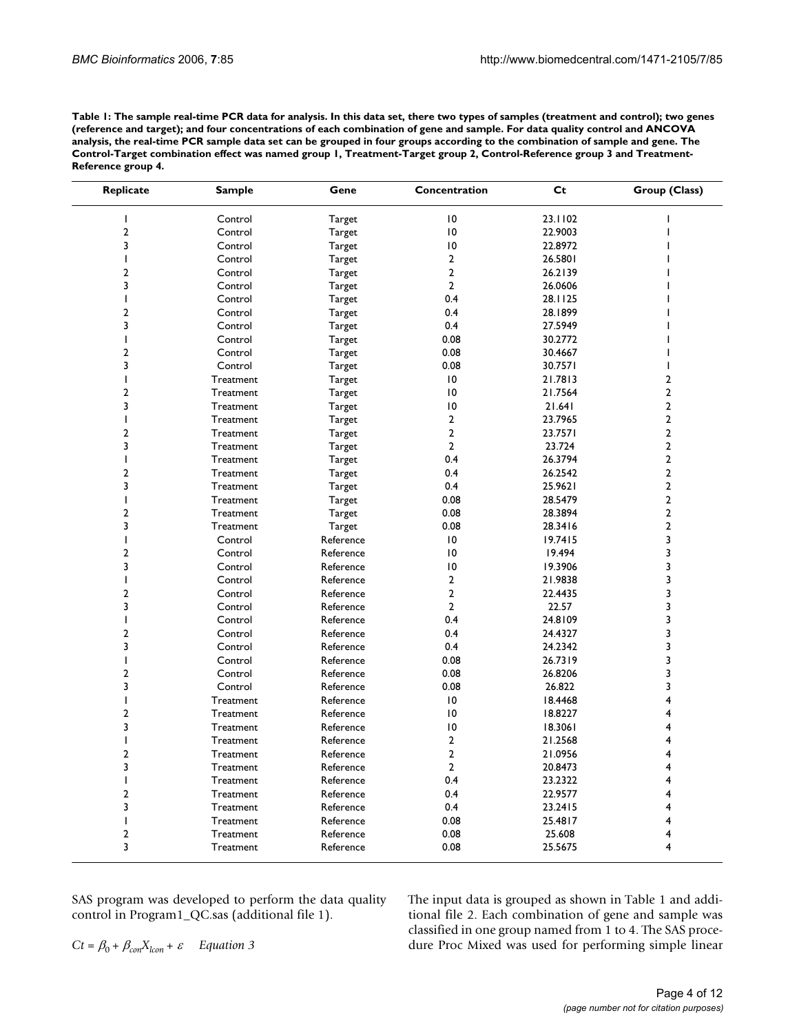**Table 1: The sample real-time PCR data for analysis. In this data set, there two types of samples (treatment and control); two genes (reference and target); and four concentrations of each combination of gene and sample. For data quality control and ANCOVA analysis, the real-time PCR sample data set can be grouped in four groups according to the combination of sample and gene. The Control-Target combination effect was named group 1, Treatment-Target group 2, Control-Reference group 3 and Treatment-Reference group 4.**

| Replicate | Sample | Gene | Concentration | Ct | Group (Class) |
|---|---|---|---|---|---|
| 1 | Control | Target | 10 | 23.1102 | 1 |
| 2 | Control | Target | 10 | 22.9003 | 1 |
| 3 | Control | Target | 10 | 22.8972 | 1 |
| 1 | Control | Target | 2 | 26.5801 | 1 |
| 2 | Control | Target | 2 | 26.2139 | 1 |
| 3 | Control | Target | 2 | 26.0606 | 1 |
| 1 | Control | Target | 0.4 | 28.1125 | 1 |
| 2 | Control | Target | 0.4 | 28.1899 | 1 |
| 3 | Control | Target | 0.4 | 27.5949 | 1 |
| 1 | Control | Target | 0.08 | 30.2772 | 1 |
| 2 | Control | Target | 0.08 | 30.4667 | 1 |
| 3 | Control | Target | 0.08 | 30.7571 | 1 |
| 1 | Treatment | Target | 10 | 21.7813 | 2 |
| 2 | Treatment | Target | 10 | 21.7564 | 2 |
| 3 | Treatment | Target | 10 | 21.641 | 2 |
| 1 | Treatment | Target | 2 | 23.7965 | 2 |
| 2 | Treatment | Target | 2 | 23.7571 | 2 |
| 3 | Treatment | Target | 2 | 23.724 | 2 |
| 1 | Treatment | Target | 0.4 | 26.3794 | 2 |
| 2 | Treatment | Target | 0.4 | 26.2542 | 2 |
| 3 | Treatment | Target | 0.4 | 25.9621 | 2 |
| 1 | Treatment | Target | 0.08 | 28.5479 | 2 |
| 2 | Treatment | Target | 0.08 | 28.3894 | 2 |
| 3 | Treatment | Target | 0.08 | 28.3416 | 2 |
| 1 | Control | Reference | 10 | 19.7415 | 3 |
| 2 | Control | Reference | 10 | 19.494 | 3 |
| 3 | Control | Reference | 10 | 19.3906 | 3 |
| 1 | Control | Reference | 2 | 21.9838 | 3 |
| 2 | Control | Reference | 2 | 22.4435 | 3 |
| 3 | Control | Reference | 2 | 22.57 | 3 |
| 1 | Control | Reference | 0.4 | 24.8109 | 3 |
| 2 | Control | Reference | 0.4 | 24.4327 | 3 |
| 3 | Control | Reference | 0.4 | 24.2342 | 3 |
| 1 | Control | Reference | 0.08 | 26.7319 | 3 |
| 2 | Control | Reference | 0.08 | 26.8206 | 3 |
| 3 | Control | Reference | 0.08 | 26.822 | 3 |
| 1 | Treatment | Reference | 10 | 18.4468 | 4 |
| 2 | Treatment | Reference | 10 | 18.8227 | 4 |
| 3 | Treatment | Reference | 10 | 18.3061 | 4 |
| 1 | Treatment | Reference | 2 | 21.2568 | 4 |
| 2 | Treatment | Reference | 2 | 21.0956 | 4 |
| 3 | Treatment | Reference | 2 | 20.8473 | 4 |
| 1 | Treatment | Reference | 0.4 | 23.2322 | 4 |
| 2 | Treatment | Reference | 0.4 | 22.9577 | 4 |
| 3 | Treatment | Reference | 0.4 | 23.2415 | 4 |
| 1 | Treatment | Reference | 0.08 | 25.4817 | 4 |
| 2 | Treatment | Reference | 0.08 | 25.608 | 4 |
| 3 | Treatment | Reference | 0.08 | 25.5675 | 4 |

SAS program was developed to perform the data quality control in Program1_QC.sas (additional file 1).

$$Ct = \beta_0 + \beta_{con} X_{lcon} + \varepsilon \quad \textit{Equation 3}$$

The input data is grouped as shown in Table 1 and additional file 2. Each combination of gene and sample was classified in one group named from 1 to 4. The SAS procedure Proc Mixed was used for performing simple linear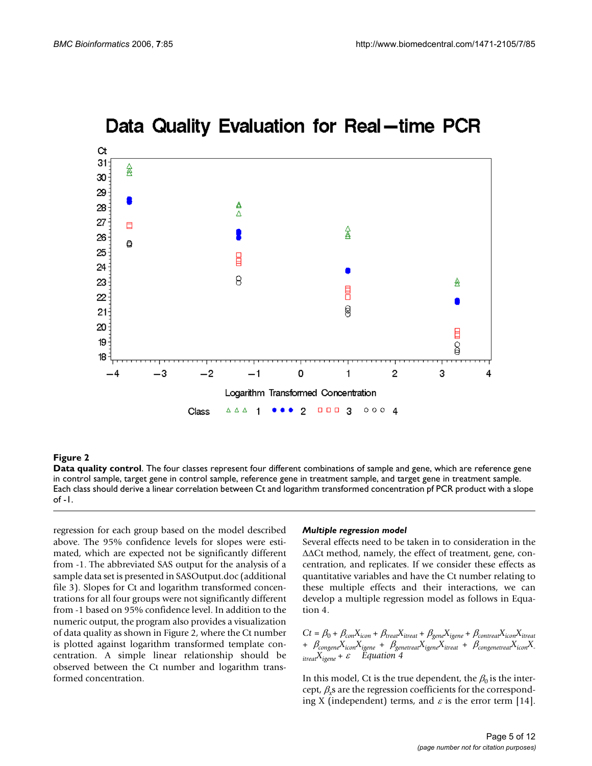**Figure 2**

**Data quality control**. The four classes represent four different combinations of sample and gene, which are reference gene in control sample, target gene in control sample, reference gene in treatment sample, and target gene in treatment sample. Each class should derive a linear correlation between Ct and logarithm transformed concentration pf PCR product with a slope of -1.

regression for each group based on the model described above. The 95% confidence levels for slopes were estimated, which are expected not be significantly different from -1. The abbreviated SAS output for the analysis of a sample data set is presented in SASOutput.doc (additional file 3). Slopes for Ct and logarithm transformed concentrations for all four groups were not significantly different from -1 based on 95% confidence level. In addition to the numeric output, the program also provides a visualization of data quality as shown in Figure 2, where the Ct number is plotted against logarithm transformed template concentration. A simple linear relationship should be observed between the Ct number and logarithm transformed concentration.

#### *Multiple regression model*

Several effects need to be taken in to consideration in the ΔΔCt method, namely, the effect of treatment, gene, concentration, and replicates. If we consider these effects as quantitative variables and have the Ct number relating to these multiple effects and their interactions, we can develop a multiple regression model as follows in Equation 4.

$$Ct = \beta_0 + \beta_{con}X_{icon} + \beta_{treat}X_{itreat} + \beta_{gene}X_{igene} + \beta_{contreat}X_{icon}X_{itreat} + \beta_{congene}X_{icon}X_{igene} + \beta_{genetreat}X_{igene}X_{itreat} + \beta_{congenetreat}X_{icon}X_{itreat}X_{igene} + \varepsilon \quad \text{Equation 4}$$

In this model, Ct is the true dependent, the $\beta_0$ is the intercept, $\beta_x$s are the regression coefficients for the corresponding X (independent) terms, and $\varepsilon$ is the error term [14].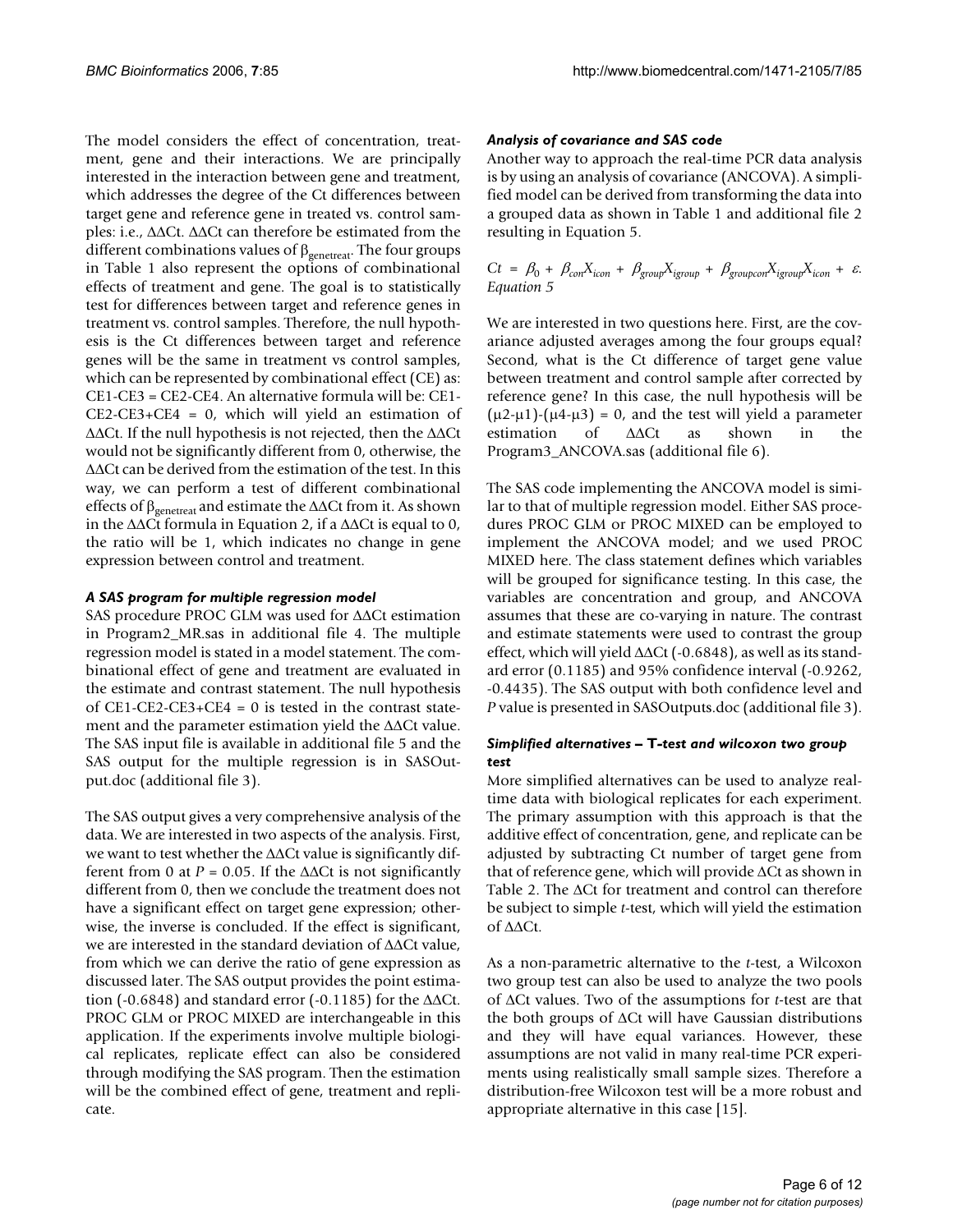The model considers the effect of concentration, treatment, gene and their interactions. We are principally interested in the interaction between gene and treatment, which addresses the degree of the Ct differences between target gene and reference gene in treated vs. control samples: i.e., ΔΔCt. ΔΔCt can therefore be estimated from the different combinations values of $\beta_{genetreat}$. The four groups in Table 1 also represent the options of combinational effects of treatment and gene. The goal is to statistically test for differences between target and reference genes in treatment vs. control samples. Therefore, the null hypothesis is the Ct differences between target and reference genes will be the same in treatment vs control samples, which can be represented by combinational effect (CE) as: CE1-CE3 = CE2-CE4. An alternative formula will be: CE1-CE2-CE3+CE4 = 0, which will yield an estimation of ΔΔCt. If the null hypothesis is not rejected, then the ΔΔCt would not be significantly different from 0, otherwise, the ΔΔCt can be derived from the estimation of the test. In this way, we can perform a test of different combinational effects of $\beta_{genetreat}$ and estimate the ΔΔCt from it. As shown in the ΔΔCt formula in Equation 2, if a ΔΔCt is equal to 0, the ratio will be 1, which indicates no change in gene expression between control and treatment.

### *A SAS program for multiple regression model*

SAS procedure PROC GLM was used for ΔΔCt estimation in Program2_MR.sas in additional file 4. The multiple regression model is stated in a model statement. The combinational effect of gene and treatment are evaluated in the estimate and contrast statement. The null hypothesis of CE1-CE2-CE3+CE4 = 0 is tested in the contrast statement and the parameter estimation yield the ΔΔCt value. The SAS input file is available in additional file 5 and the SAS output for the multiple regression is in SASOutput.doc (additional file 3).

The SAS output gives a very comprehensive analysis of the data. We are interested in two aspects of the analysis. First, we want to test whether the ΔΔCt value is significantly different from 0 at $P = 0.05$. If the ΔΔCt is not significantly different from 0, then we conclude the treatment does not have a significant effect on target gene expression; otherwise, the inverse is concluded. If the effect is significant, we are interested in the standard deviation of ΔΔCt value, from which we can derive the ratio of gene expression as discussed later. The SAS output provides the point estimation (-0.6848) and standard error (-0.1185) for the ΔΔCt. PROC GLM or PROC MIXED are interchangeable in this application. If the experiments involve multiple biological replicates, replicate effect can also be considered through modifying the SAS program. Then the estimation will be the combined effect of gene, treatment and replicate.

### *Analysis of covariance and SAS code*

Another way to approach the real-time PCR data analysis is by using an analysis of covariance (ANCOVA). A simplified model can be derived from transforming the data into a grouped data as shown in Table 1 and additional file 2 resulting in Equation 5.

$$Ct = \beta_0 + \beta_{con}X_{icon} + \beta_{group}X_{igroup} + \beta_{groupcon}X_{igroup}X_{icon} + \varepsilon.$$

*Equation 5*

We are interested in two questions here. First, are the covariance adjusted averages among the four groups equal? Second, what is the Ct difference of target gene value between treatment and control sample after corrected by reference gene? In this case, the null hypothesis will be $(\mu2-\mu1)-(\mu4-\mu3) = 0$, and the test will yield a parameter estimation of ΔΔCt as shown in the Program3_ANCOVA.sas (additional file 6).

The SAS code implementing the ANCOVA model is similar to that of multiple regression model. Either SAS procedures PROC GLM or PROC MIXED can be employed to implement the ANCOVA model; and we used PROC MIXED here. The class statement defines which variables will be grouped for significance testing. In this case, the variables are concentration and group, and ANCOVA assumes that these are co-varying in nature. The contrast and estimate statements were used to contrast the group effect, which will yield ΔΔCt (-0.6848), as well as its standard error (0.1185) and 95% confidence interval (-0.9262, -0.4435). The SAS output with both confidence level and *P* value is presented in SASOutputs.doc (additional file 3).

### *Simplified alternatives – T-test and wilcoxon two group test*

More simplified alternatives can be used to analyze real-time data with biological replicates for each experiment. The primary assumption with this approach is that the additive effect of concentration, gene, and replicate can be adjusted by subtracting Ct number of target gene from that of reference gene, which will provide ΔCt as shown in Table 2. The ΔCt for treatment and control can therefore be subject to simple *t*-test, which will yield the estimation of ΔΔCt.

As a non-parametric alternative to the *t*-test, a Wilcoxon two group test can also be used to analyze the two pools of ΔCt values. Two of the assumptions for *t*-test are that the both groups of ΔCt will have Gaussian distributions and they will have equal variances. However, these assumptions are not valid in many real-time PCR experiments using realistically small sample sizes. Therefore a distribution-free Wilcoxon test will be a more robust and appropriate alternative in this case [15].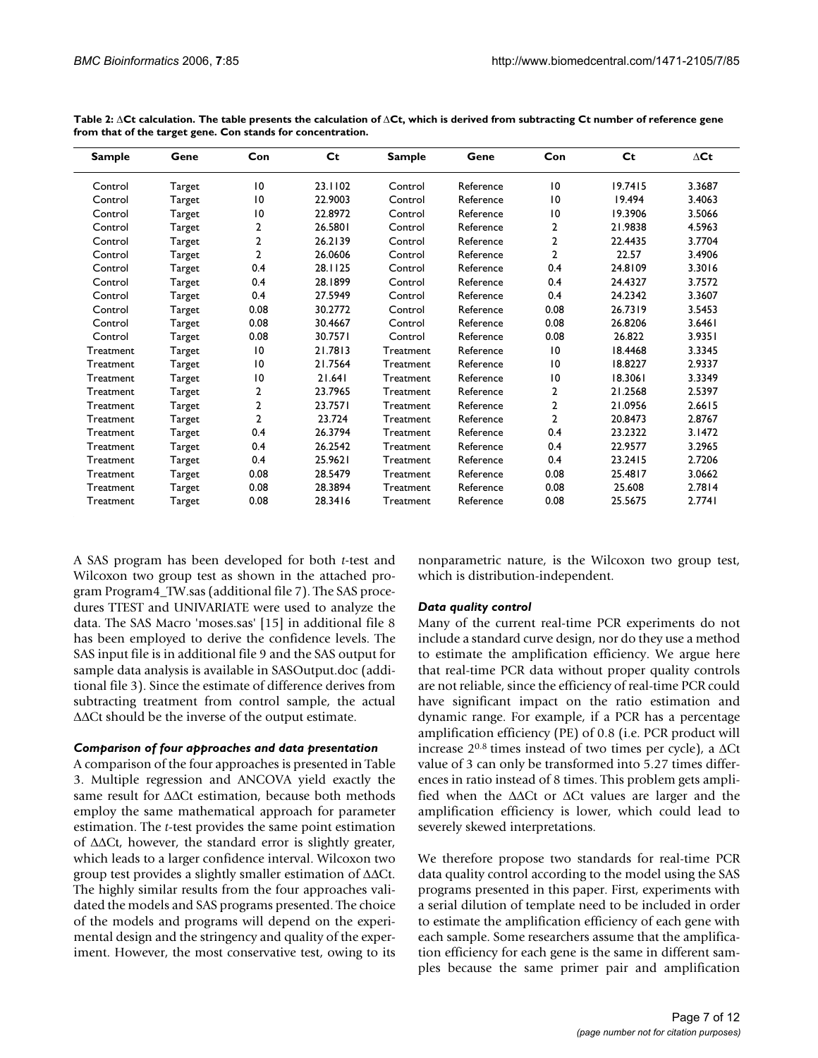**Table 2: ΔCt calculation. The table presents the calculation of ΔCt, which is derived from subtracting Ct number of reference gene from that of the target gene. Con stands for concentration.**

| Sample | Gene | Con | Ct | Sample | Gene | Con | Ct | ΔCt |
|---|---|---|---|---|---|---|---|---|
| Control | Target | 10 | 23.1102 | Control | Reference | 10 | 19.7415 | 3.3687 |
| Control | Target | 10 | 22.9003 | Control | Reference | 10 | 19.494 | 3.4063 |
| Control | Target | 10 | 22.8972 | Control | Reference | 10 | 19.3906 | 3.5066 |
| Control | Target | 2 | 26.5801 | Control | Reference | 2 | 21.9838 | 4.5963 |
| Control | Target | 2 | 26.2139 | Control | Reference | 2 | 22.4435 | 3.7704 |
| Control | Target | 2 | 26.0606 | Control | Reference | 2 | 22.57 | 3.4906 |
| Control | Target | 0.4 | 28.1125 | Control | Reference | 0.4 | 24.8109 | 3.3016 |
| Control | Target | 0.4 | 28.1899 | Control | Reference | 0.4 | 24.4327 | 3.7572 |
| Control | Target | 0.4 | 27.5949 | Control | Reference | 0.4 | 24.2342 | 3.3607 |
| Control | Target | 0.08 | 30.2772 | Control | Reference | 0.08 | 26.7319 | 3.5453 |
| Control | Target | 0.08 | 30.4667 | Control | Reference | 0.08 | 26.8206 | 3.6461 |
| Control | Target | 0.08 | 30.7571 | Control | Reference | 0.08 | 26.822 | 3.9351 |
| Treatment | Target | 10 | 21.7813 | Treatment | Reference | 10 | 18.4468 | 3.3345 |
| Treatment | Target | 10 | 21.7564 | Treatment | Reference | 10 | 18.8227 | 2.9337 |
| Treatment | Target | 10 | 21.641 | Treatment | Reference | 10 | 18.3061 | 3.3349 |
| Treatment | Target | 2 | 23.7965 | Treatment | Reference | 2 | 21.2568 | 2.5397 |
| Treatment | Target | 2 | 23.7571 | Treatment | Reference | 2 | 21.0956 | 2.6615 |
| Treatment | Target | 2 | 23.724 | Treatment | Reference | 2 | 20.8473 | 2.8767 |
| Treatment | Target | 0.4 | 26.3794 | Treatment | Reference | 0.4 | 23.2322 | 3.1472 |
| Treatment | Target | 0.4 | 26.2542 | Treatment | Reference | 0.4 | 22.9577 | 3.2965 |
| Treatment | Target | 0.4 | 25.9621 | Treatment | Reference | 0.4 | 23.2415 | 2.7206 |
| Treatment | Target | 0.08 | 28.5479 | Treatment | Reference | 0.08 | 25.4817 | 3.0662 |
| Treatment | Target | 0.08 | 28.3894 | Treatment | Reference | 0.08 | 25.608 | 2.7814 |
| Treatment | Target | 0.08 | 28.3416 | Treatment | Reference | 0.08 | 25.5675 | 2.7741 |

A SAS program has been developed for both *t*-test and Wilcoxon two group test as shown in the attached program Program4_TW.sas (additional file 7). The SAS procedures TTEST and UNIVARIATE were used to analyze the data. The SAS Macro 'moses.sas' [15] in additional file 8 has been employed to derive the confidence levels. The SAS input file is in additional file 9 and the SAS output for sample data analysis is available in SASOutput.doc (additional file 3). Since the estimate of difference derives from subtracting treatment from control sample, the actual ΔΔCt should be the inverse of the output estimate.

### *Comparison of four approaches and data presentation*

A comparison of the four approaches is presented in Table 3. Multiple regression and ANCOVA yield exactly the same result for ΔΔCt estimation, because both methods employ the same mathematical approach for parameter estimation. The *t*-test provides the same point estimation of ΔΔCt, however, the standard error is slightly greater, which leads to a larger confidence interval. Wilcoxon two group test provides a slightly smaller estimation of ΔΔCt. The highly similar results from the four approaches validated the models and SAS programs presented. The choice of the models and programs will depend on the experimental design and the stringency and quality of the experiment. However, the most conservative test, owing to its nonparametric nature, is the Wilcoxon two group test, which is distribution-independent.

### *Data quality control*

Many of the current real-time PCR experiments do not include a standard curve design, nor do they use a method to estimate the amplification efficiency. We argue here that real-time PCR data without proper quality controls are not reliable, since the efficiency of real-time PCR could have significant impact on the ratio estimation and dynamic range. For example, if a PCR has a percentage amplification efficiency (PE) of 0.8 (i.e. PCR product will increase $2^{0.8}$ times instead of two times per cycle), a ΔCt value of 3 can only be transformed into 5.27 times differences in ratio instead of 8 times. This problem gets amplified when the ΔΔCt or ΔCt values are larger and the amplification efficiency is lower, which could lead to severely skewed interpretations.

We therefore propose two standards for real-time PCR data quality control according to the model using the SAS programs presented in this paper. First, experiments with a serial dilution of template need to be included in order to estimate the amplification efficiency of each gene with each sample. Some researchers assume that the amplification efficiency for each gene is the same in different samples because the same primer pair and amplification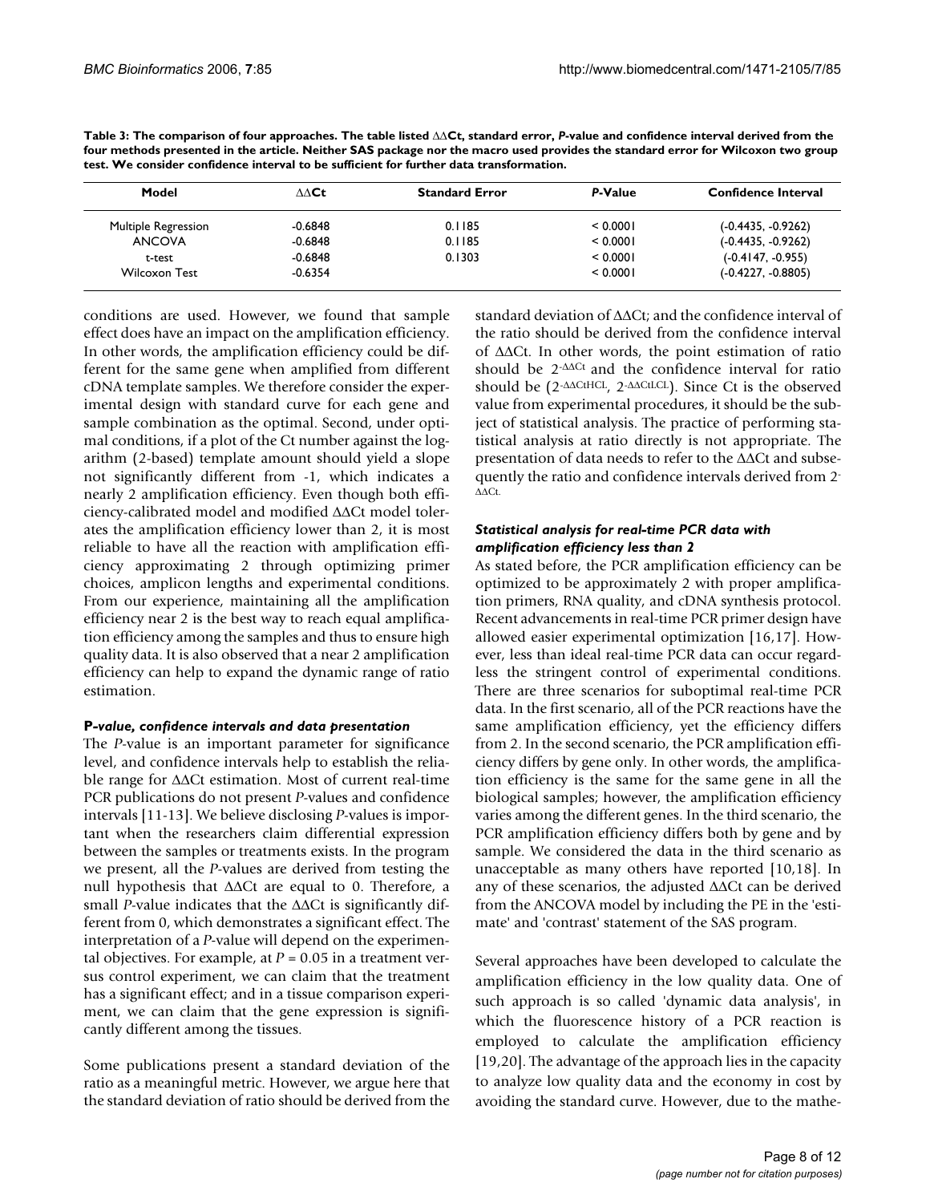**Table 3: The comparison of four approaches. The table listed ΔΔCt, standard error, *P*-value and confidence interval derived from the four methods presented in the article. Neither SAS package nor the macro used provides the standard error for Wilcoxon two group test. We consider confidence interval to be sufficient for further data transformation.**

| Model | ΔΔCt | Standard Error | *P*-Value | Confidence Interval |
| --- | --- | --- | --- | --- |
| Multiple Regression | -0.6848 | 0.1185 | < 0.0001 | (-0.4435, -0.9262) |
| ANCOVA | -0.6848 | 0.1185 | < 0.0001 | (-0.4435, -0.9262) |
| t-test | -0.6848 | 0.1303 | < 0.0001 | (-0.4147, -0.955) |
| Wilcoxon Test | -0.6354 | | < 0.0001 | (-0.4227, -0.8805) |

conditions are used. However, we found that sample effect does have an impact on the amplification efficiency. In other words, the amplification efficiency could be different for the same gene when amplified from different cDNA template samples. We therefore consider the experimental design with standard curve for each gene and sample combination as the optimal. Second, under optimal conditions, if a plot of the Ct number against the logarithm (2-based) template amount should yield a slope not significantly different from -1, which indicates a nearly 2 amplification efficiency. Even though both efficiency-calibrated model and modified ΔΔCt model tolerates the amplification efficiency lower than 2, it is most reliable to have all the reaction with amplification efficiency approximating 2 through optimizing primer choices, amplicon lengths and experimental conditions. From our experience, maintaining all the amplification efficiency near 2 is the best way to reach equal amplification efficiency among the samples and thus to ensure high quality data. It is also observed that a near 2 amplification efficiency can help to expand the dynamic range of ratio estimation.

#### *P-value, confidence intervals and data presentation*

The *P*-value is an important parameter for significance level, and confidence intervals help to establish the reliable range for ΔΔCt estimation. Most of current real-time PCR publications do not present *P*-values and confidence intervals [11-13]. We believe disclosing *P*-values is important when the researchers claim differential expression between the samples or treatments exists. In the program we present, all the *P*-values are derived from testing the null hypothesis that ΔΔCt are equal to 0. Therefore, a small *P*-value indicates that the ΔΔCt is significantly different from 0, which demonstrates a significant effect. The interpretation of a *P*-value will depend on the experimental objectives. For example, at $P = 0.05$ in a treatment versus control experiment, we can claim that the treatment has a significant effect; and in a tissue comparison experiment, we can claim that the gene expression is significantly different among the tissues.

Some publications present a standard deviation of the ratio as a meaningful metric. However, we argue here that the standard deviation of ratio should be derived from the standard deviation of ΔΔCt; and the confidence interval of the ratio should be derived from the confidence interval of ΔΔCt. In other words, the point estimation of ratio should be $2^{-\Delta\Delta Ct}$ and the confidence interval for ratio should be ($2^{-\Delta\Delta CtHCL}$, $2^{-\Delta\Delta CtLCL}$). Since Ct is the observed value from experimental procedures, it should be the subject of statistical analysis. The practice of performing statistical analysis at ratio directly is not appropriate. The presentation of data needs to refer to the ΔΔCt and subsequently the ratio and confidence intervals derived from $2^{-\Delta\Delta Ct}$.

#### *Statistical analysis for real-time PCR data with amplification efficiency less than 2*

As stated before, the PCR amplification efficiency can be optimized to be approximately 2 with proper amplification primers, RNA quality, and cDNA synthesis protocol. Recent advancements in real-time PCR primer design have allowed easier experimental optimization [16,17]. However, less than ideal real-time PCR data can occur regardless the stringent control of experimental conditions. There are three scenarios for suboptimal real-time PCR data. In the first scenario, all of the PCR reactions have the same amplification efficiency, yet the efficiency differs from 2. In the second scenario, the PCR amplification efficiency differs by gene only. In other words, the amplification efficiency is the same for the same gene in all the biological samples; however, the amplification efficiency varies among the different genes. In the third scenario, the PCR amplification efficiency differs both by gene and by sample. We considered the data in the third scenario as unacceptable as many others have reported [10,18]. In any of these scenarios, the adjusted ΔΔCt can be derived from the ANCOVA model by including the PE in the 'estimate' and 'contrast' statement of the SAS program.

Several approaches have been developed to calculate the amplification efficiency in the low quality data. One of such approach is so called 'dynamic data analysis', in which the fluorescence history of a PCR reaction is employed to calculate the amplification efficiency [19,20]. The advantage of the approach lies in the capacity to analyze low quality data and the economy in cost by avoiding the standard curve. However, due to the mathe-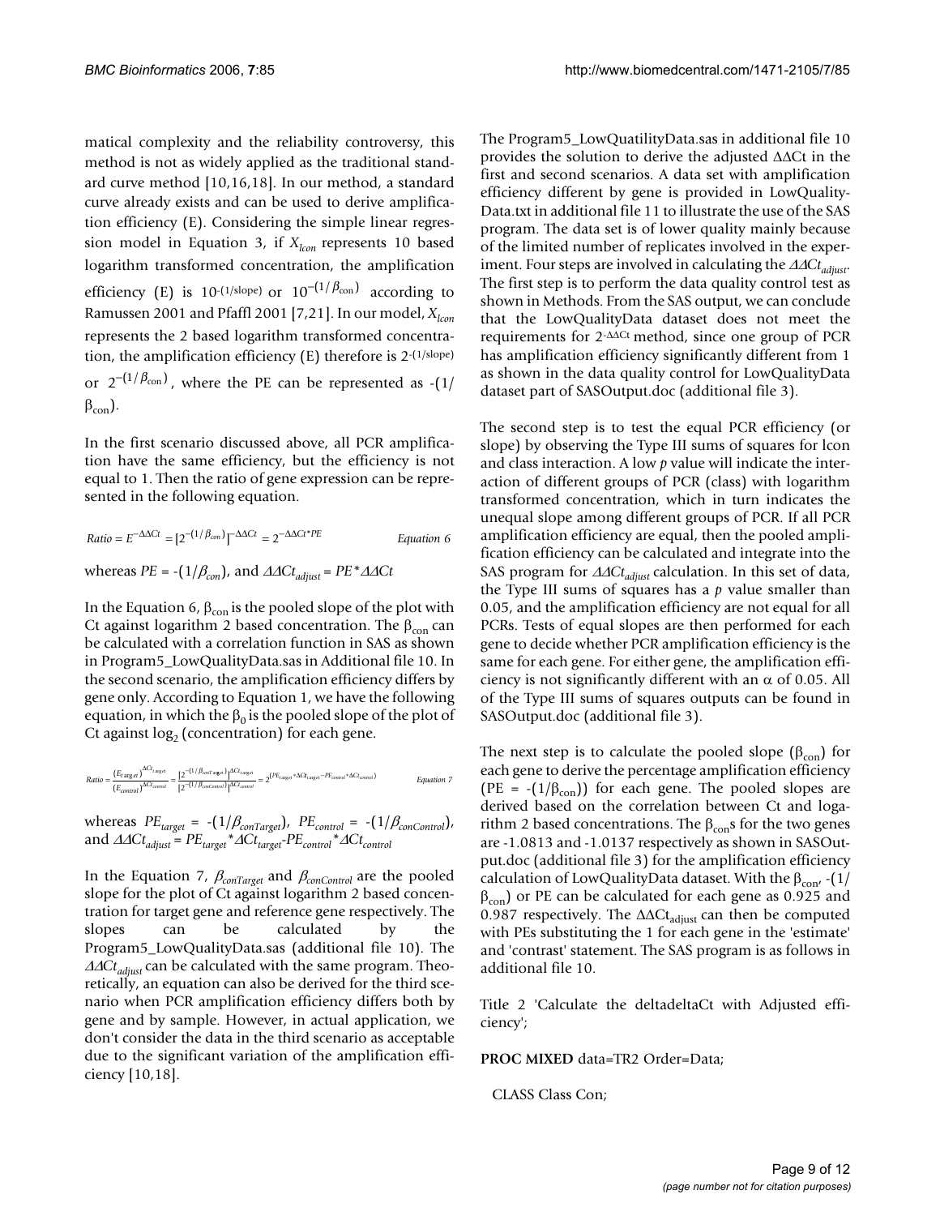matical complexity and the reliability controversy, this method is not as widely applied as the traditional standard curve method [10,16,18]. In our method, a standard curve already exists and can be used to derive amplification efficiency (E). Considering the simple linear regression model in Equation 3, if $X_{lcon}$ represents 10 based logarithm transformed concentration, the amplification efficiency (E) is $10^{-(1/\text{slope})}$ or $10^{-(1/\beta_{\text{con}})}$ according to Ramussen 2001 and Pfaffl 2001 [7,21]. In our model, $X_{lcon}$ represents the 2 based logarithm transformed concentration, the amplification efficiency (E) therefore is $2^{-(1/\text{slope})}$ or $2^{-(1/\beta_{\text{con}})}$, where the PE can be represented as $-(1/\beta_{\text{con}})$.

In the first scenario discussed above, all PCR amplification have the same efficiency, but the efficiency is not equal to 1. Then the ratio of gene expression can be represented in the following equation.

$$Ratio = E^{-\Delta\Delta Ct} = [2^{-(1/\beta_{con})}]^{-\Delta\Delta Ct} = 2^{-\Delta\Delta Ct * PE} \qquad \text{Equation 6}$$

whereas $PE = -(1/\beta_{con})$, and $\Delta\Delta Ct_{adjust} = PE * \Delta\Delta Ct$

In the Equation 6, $\beta_{con}$ is the pooled slope of the plot with Ct against logarithm 2 based concentration. The $\beta_{con}$ can be calculated with a correlation function in SAS as shown in Program5_LowQualityData.sas in Additional file 10. In the second scenario, the amplification efficiency differs by gene only. According to Equation 1, we have the following equation, in which the $\beta_0$ is the pooled slope of the plot of Ct against $\log_2$ (concentration) for each gene.

$$Ratio = \frac{(E_{target})^{\Delta Ct_{target}}}{(E_{control})^{\Delta Ct_{control}}} = \frac{[2^{-(1/\beta_{conTarget})}]^{\Delta Ct_{target}}}{[2^{-(1/\beta_{conControl})}]^{\Delta Ct_{control}}} = 2^{(PE_{target} * \Delta Ct_{target} - PE_{control} * \Delta Ct_{control})} \qquad \text{Equation 7}$$

whereas $PE_{target} = -(1/\beta_{conTarget})$, $PE_{control} = -(1/\beta_{conControl})$, and $\Delta\Delta Ct_{adjust} = PE_{target} * \Delta Ct_{target} - PE_{control} * \Delta Ct_{control}$

In the Equation 7, $\beta_{conTarget}$ and $\beta_{conControl}$ are the pooled slope for the plot of Ct against logarithm 2 based concentration for target gene and reference gene respectively. The slopes can be calculated by the Program5_LowQualityData.sas (additional file 10). The $\Delta\Delta Ct_{adjust}$ can be calculated with the same program. Theoretically, an equation can also be derived for the third scenario when PCR amplification efficiency differs both by gene and by sample. However, in actual application, we don't consider the data in the third scenario as acceptable due to the significant variation of the amplification efficiency [10,18].

The Program5_LowQuatilityData.sas in additional file 10 provides the solution to derive the adjusted ΔΔCt in the first and second scenarios. A data set with amplification efficiency different by gene is provided in LowQualityData.txt in additional file 11 to illustrate the use of the SAS program. The data set is of lower quality mainly because of the limited number of replicates involved in the experiment. Four steps are involved in calculating the $\Delta\Delta Ct_{adjust}$. The first step is to perform the data quality control test as shown in Methods. From the SAS output, we can conclude that the LowQualityData dataset does not meet the requirements for $2^{-\Delta\Delta Ct}$ method, since one group of PCR has amplification efficiency significantly different from 1 as shown in the data quality control for LowQualityData dataset part of SASOutput.doc (additional file 3).

The second step is to test the equal PCR efficiency (or slope) by observing the Type III sums of squares for lcon and class interaction. A low *p* value will indicate the interaction of different groups of PCR (class) with logarithm transformed concentration, which in turn indicates the unequal slope among different groups of PCR. If all PCR amplification efficiency are equal, then the pooled amplification efficiency can be calculated and integrate into the SAS program for $\Delta\Delta Ct_{adjust}$ calculation. In this set of data, the Type III sums of squares has a *p* value smaller than 0.05, and the amplification efficiency are not equal for all PCRs. Tests of equal slopes are then performed for each gene to decide whether PCR amplification efficiency is the same for each gene. For either gene, the amplification efficiency is not significantly different with an $\alpha$ of 0.05. All of the Type III sums of squares outputs can be found in SASOutput.doc (additional file 3).

The next step is to calculate the pooled slope ($\beta_{con}$) for each gene to derive the percentage amplification efficiency (PE = $-(1/\beta_{con})$) for each gene. The pooled slopes are derived based on the correlation between Ct and logarithm 2 based concentrations. The $\beta_{con}$s for the two genes are -1.0813 and -1.0137 respectively as shown in SASOutput.doc (additional file 3) for the amplification efficiency calculation of LowQualityData dataset. With the $\beta_{con}$, $-(1/\beta_{con})$ or PE can be calculated for each gene as 0.925 and 0.987 respectively. The $\Delta\Delta Ct_{adjust}$ can then be computed with PEs substituting the 1 for each gene in the 'estimate' and 'contrast' statement. The SAS program is as follows in additional file 10.

```
Title 2 'Calculate the deltadeltaCt with Adjusted efficiency';

PROC MIXED data=TR2 Order=Data;

  CLASS Class Con;
```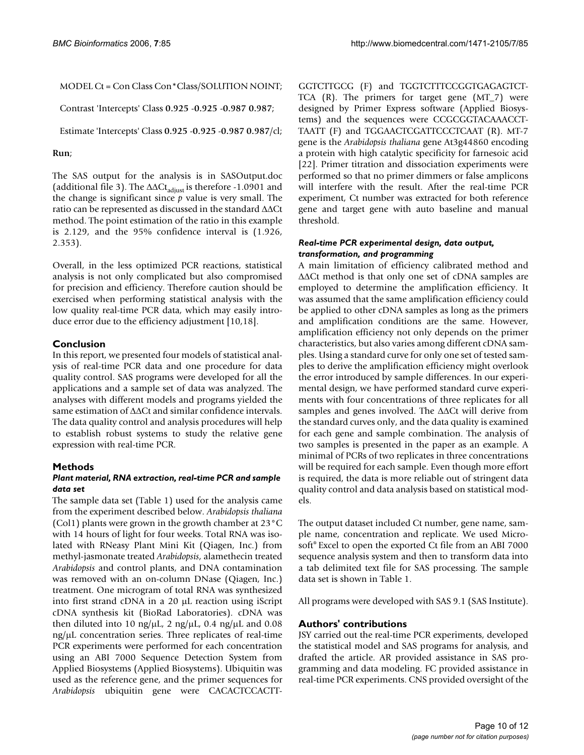```
MODEL Ct = Con Class Con*Class/SOLUTION NOINT;

Contrast 'Intercepts' Class 0.925 -0.925 -0.987 0.987;

Estimate 'Intercepts' Class 0.925 -0.925 -0.987 0.987/cl;

Run;
```

The SAS output for the analysis is in SASOutput.doc (additional file 3). The $\Delta\Delta Ct_{adjust}$ is therefore -1.0901 and the change is significant since $p$ value is very small. The ratio can be represented as discussed in the standard $\Delta\Delta$Ct method. The point estimation of the ratio in this example is 2.129, and the 95% confidence interval is (1.926, 2.353).

Overall, in the less optimized PCR reactions, statistical analysis is not only complicated but also compromised for precision and efficiency. Therefore caution should be exercised when performing statistical analysis with the low quality real-time PCR data, which may easily introduce error due to the efficiency adjustment [10,18].

## Conclusion

In this report, we presented four models of statistical analysis of real-time PCR data and one procedure for data quality control. SAS programs were developed for all the applications and a sample set of data was analyzed. The analyses with different models and programs yielded the same estimation of $\Delta\Delta$Ct and similar confidence intervals. The data quality control and analysis procedures will help to establish robust systems to study the relative gene expression with real-time PCR.

## Methods

### *Plant material, RNA extraction, real-time PCR and sample data set*

The sample data set (Table 1) used for the analysis came from the experiment described below. *Arabidopsis thaliana* (Col1) plants were grown in the growth chamber at 23°C with 14 hours of light for four weeks. Total RNA was isolated with RNeasy Plant Mini Kit (Qiagen, Inc.) from methyl-jasmonate treated *Arabidopsis*, alamethecin treated *Arabidopsis* and control plants, and DNA contamination was removed with an on-column DNase (Qiagen, Inc.) treatment. One microgram of total RNA was synthesized into first strand cDNA in a 20 μL reaction using iScript cDNA synthesis kit (BioRad Laboratories). cDNA was then diluted into 10 ng/μL, 2 ng/μL, 0.4 ng/μL and 0.08 ng/μL concentration series. Three replicates of real-time PCR experiments were performed for each concentration using an ABI 7000 Sequence Detection System from Applied Biosystems (Applied Biosystems). Ubiquitin was used as the reference gene, and the primer sequences for *Arabidopsis* ubiquitin gene were CACACTCCACTTGGTCTTGCG (F) and TGGTCTTTCCGGTGAGAGTCTTCA (R). The primers for target gene (MT_7) were designed by Primer Express software (Applied Biosystems) and the sequences were CCGCGGTACAAACCTTAATT (F) and TGGAACTCGATTCCCTCAAT (R). MT-7 gene is the *Arabidopsis thaliana* gene At3g44860 encoding a protein with high catalytic specificity for farnesoic acid [22]. Primer titration and dissociation experiments were performed so that no primer dimmers or false amplicons will interfere with the result. After the real-time PCR experiment, Ct number was extracted for both reference gene and target gene with auto baseline and manual threshold.

### *Real-time PCR experimental design, data output, transformation, and programming*

A main limitation of efficiency calibrated method and $\Delta\Delta$Ct method is that only one set of cDNA samples are employed to determine the amplification efficiency. It was assumed that the same amplification efficiency could be applied to other cDNA samples as long as the primers and amplification conditions are the same. However, amplification efficiency not only depends on the primer characteristics, but also varies among different cDNA samples. Using a standard curve for only one set of tested samples to derive the amplification efficiency might overlook the error introduced by sample differences. In our experimental design, we have performed standard curve experiments with four concentrations of three replicates for all samples and genes involved. The $\Delta\Delta$Ct will derive from the standard curves only, and the data quality is examined for each gene and sample combination. The analysis of two samples is presented in the paper as an example. A minimal of PCRs of two replicates in three concentrations will be required for each sample. Even though more effort is required, the data is more reliable out of stringent data quality control and data analysis based on statistical models.

The output dataset included Ct number, gene name, sample name, concentration and replicate. We used Microsoft® Excel to open the exported Ct file from an ABI 7000 sequence analysis system and then to transform data into a tab delimited text file for SAS processing. The sample data set is shown in Table 1.

All programs were developed with SAS 9.1 (SAS Institute).

## Authors' contributions

JSY carried out the real-time PCR experiments, developed the statistical model and SAS programs for analysis, and drafted the article. AR provided assistance in SAS programming and data modeling. FC provided assistance in real-time PCR experiments. CNS provided oversight of the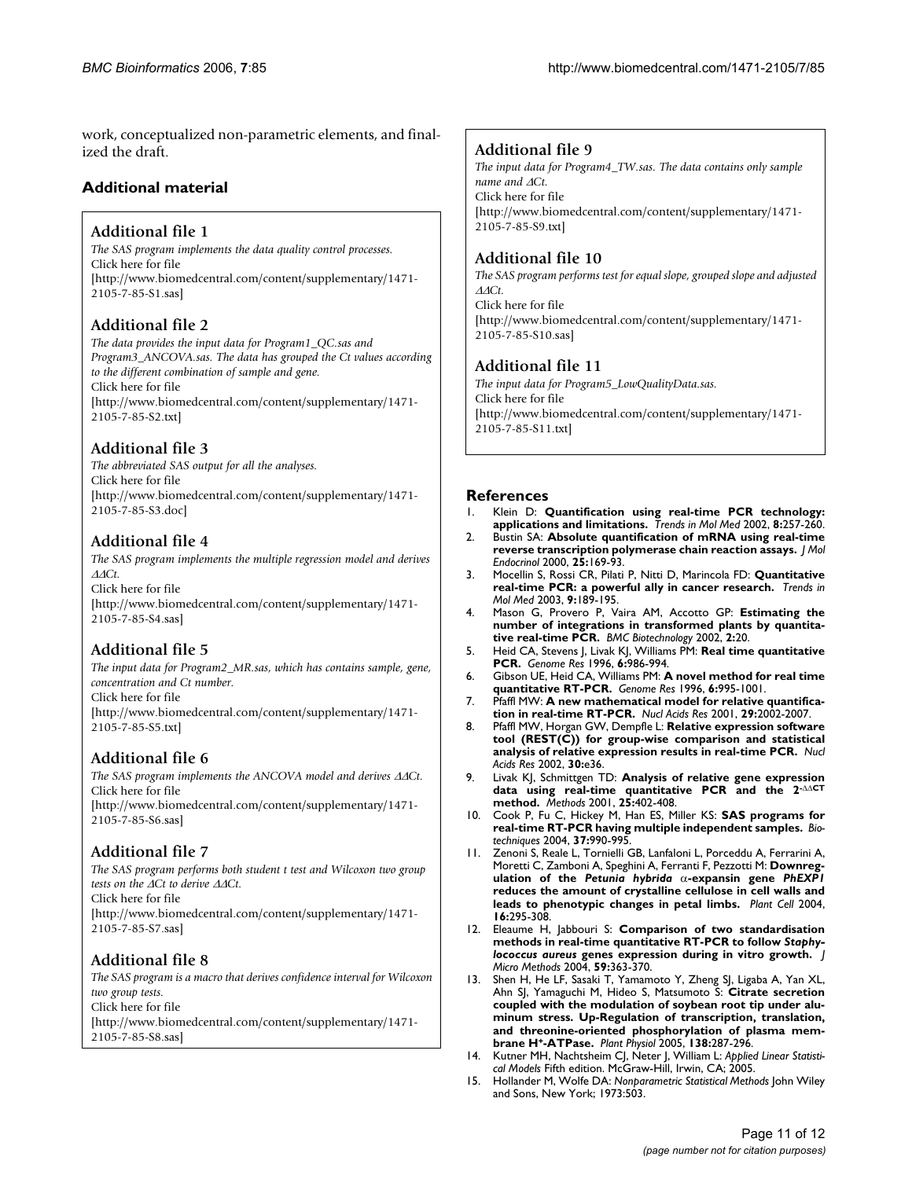work, conceptualized non-parametric elements, and finalized the draft.

## Additional material

### Additional file 1

*The SAS program implements the data quality control processes.*
Click here for file
[http://www.biomedcentral.com/content/supplementary/1471-2105-7-85-S1.sas]

### Additional file 2

*The data provides the input data for Program1_QC.sas and Program3_ANCOVA.sas. The data has grouped the Ct values according to the different combination of sample and gene.*
Click here for file
[http://www.biomedcentral.com/content/supplementary/1471-2105-7-85-S2.txt]

### Additional file 3

*The abbreviated SAS output for all the analyses.*
Click here for file
[http://www.biomedcentral.com/content/supplementary/1471-2105-7-85-S3.doc]

### Additional file 4

*The SAS program implements the multiple regression model and derives ΔΔCt.*
Click here for file
[http://www.biomedcentral.com/content/supplementary/1471-2105-7-85-S4.sas]

### Additional file 5

*The input data for Program2_MR.sas, which has contains sample, gene, concentration and Ct number.*
Click here for file
[http://www.biomedcentral.com/content/supplementary/1471-2105-7-85-S5.txt]

### Additional file 6

*The SAS program implements the ANCOVA model and derives ΔΔCt.*
Click here for file
[http://www.biomedcentral.com/content/supplementary/1471-2105-7-85-S6.sas]

### Additional file 7

*The SAS program performs both student t test and Wilcoxon two group tests on the ΔCt to derive ΔΔCt.*
Click here for file
[http://www.biomedcentral.com/content/supplementary/1471-2105-7-85-S7.sas]

### Additional file 8

*The SAS program is a macro that derives confidence interval for Wilcoxon two group tests.*
Click here for file
[http://www.biomedcentral.com/content/supplementary/1471-2105-7-85-S8.sas]

### Additional file 9

*The input data for Program4_TW.sas. The data contains only sample name and ΔCt.*
Click here for file
[http://www.biomedcentral.com/content/supplementary/1471-2105-7-85-S9.txt]

### Additional file 10

*The SAS program performs test for equal slope, grouped slope and adjusted ΔΔCt.*
Click here for file
[http://www.biomedcentral.com/content/supplementary/1471-2105-7-85-S10.sas]

### Additional file 11

*The input data for Program5_LowQualityData.sas.*
Click here for file
[http://www.biomedcentral.com/content/supplementary/1471-2105-7-85-S11.txt]

## References

1. Klein D: **Quantification using real-time PCR technology: applications and limitations.** *Trends in Mol Med* 2002, **8:**257-260.
2. Bustin SA: **Absolute quantification of mRNA using real-time reverse transcription polymerase chain reaction assays.** *J Mol Endocrinol* 2000, **25:**169-93.
3. Mocellin S, Rossi CR, Pilati P, Nitti D, Marincola FD: **Quantitative real-time PCR: a powerful ally in cancer research.** *Trends in Mol Med* 2003, **9:**189-195.
4. Mason G, Provero P, Vaira AM, Accotto GP: **Estimating the number of integrations in transformed plants by quantitative real-time PCR.** *BMC Biotechnology* 2002, **2:**20.
5. Heid CA, Stevens J, Livak KJ, Williams PM: **Real time quantitative PCR.** *Genome Res* 1996, **6:**986-994.
6. Gibson UE, Heid CA, Williams PM: **A novel method for real time quantitative RT-PCR.** *Genome Res* 1996, **6:**995-1001.
7. Pfaffl MW: **A new mathematical model for relative quantification in real-time RT-PCR.** *Nucl Acids Res* 2001, **29:**2002-2007.
8. Pfaffl MW, Horgan GW, Dempfle L: **Relative expression software tool (REST(C)) for group-wise comparison and statistical analysis of relative expression results in real-time PCR.** *Nucl Acids Res* 2002, **30:**e36.
9. Livak KJ, Schmittgen TD: **Analysis of relative gene expression data using real-time quantitative PCR and the $2^{-\Delta\Delta CT}$ method.** *Methods* 2001, **25:**402-408.
10. Cook P, Fu C, Hickey M, Han ES, Miller KS: **SAS programs for real-time RT-PCR having multiple independent samples.** *Biotechniques* 2004, **37:**990-995.
11. Zenoni S, Reale L, Tornielli GB, Lanfaloni L, Porceddu A, Ferrarini A, Moretti C, Zamboni A, Speghini A, Ferranti F, Pezzotti M: **Downregulation of the *Petunia hybrida* α-expansin gene *PhEXP1* reduces the amount of crystalline cellulose in cell walls and leads to phenotypic changes in petal limbs.** *Plant Cell* 2004, **16:**295-308.
12. Eleaume H, Jabbouri S: **Comparison of two standardisation methods in real-time quantitative RT-PCR to follow *Staphylococcus aureus* genes expression during in vitro growth.** *J Micro Methods* 2004, **59:**363-370.
13. Shen H, He LF, Sasaki T, Yamamoto Y, Zheng SJ, Ligaba A, Yan XL, Ahn SJ, Yamaguchi M, Hideo S, Matsumoto S: **Citrate secretion coupled with the modulation of soybean root tip under aluminum stress. Up-Regulation of transcription, translation, and threonine-oriented phosphorylation of plasma membrane $H^+$-ATPase.** *Plant Physiol* 2005, **138:**287-296.
14. Kutner MH, Nachtsheim CJ, Neter J, William L: *Applied Linear Statistical Models* Fifth edition. McGraw-Hill, Irwin, CA; 2005.
15. Hollander M, Wolfe DA: *Nonparametric Statistical Methods* John Wiley and Sons, New York; 1973:503.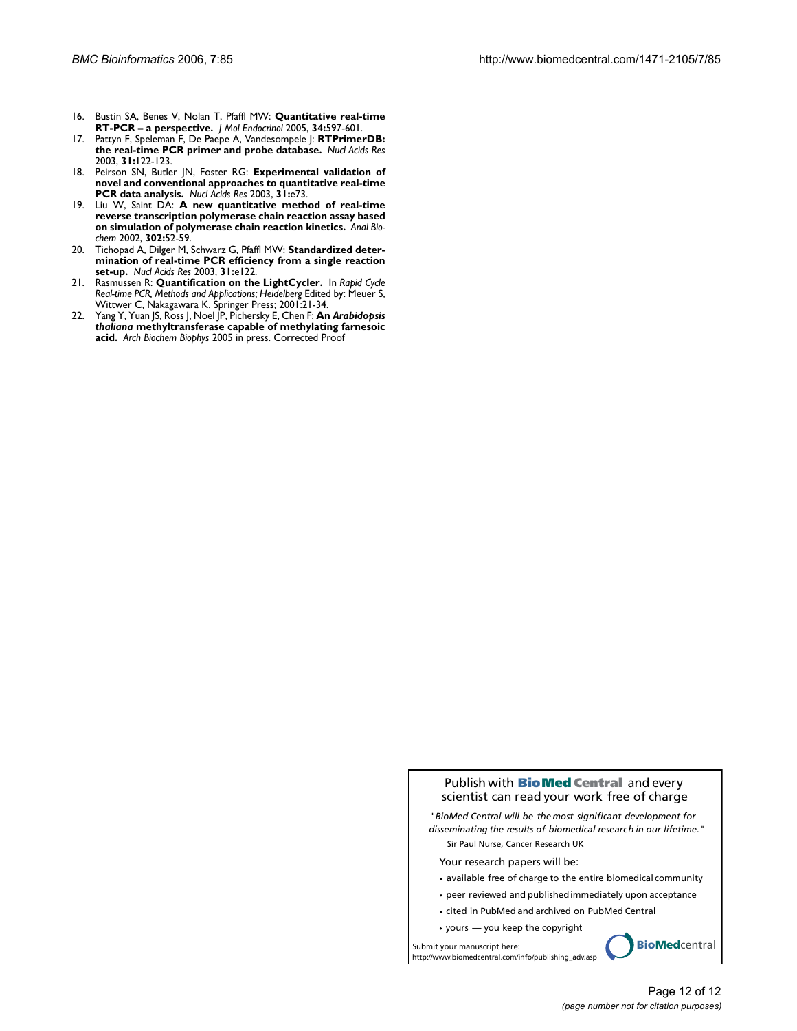16. Bustin SA, Benes V, Nolan T, Pfaffl MW: **Quantitative real-time RT-PCR – a perspective.** *J Mol Endocrinol* 2005, **34:**597-601.
17. Pattyn F, Speleman F, De Paepe A, Vandesompele J: **RTPrimerDB: the real-time PCR primer and probe database.** *Nucl Acids Res* 2003, **31:**122-123.
18. Peirson SN, Butler JN, Foster RG: **Experimental validation of novel and conventional approaches to quantitative real-time PCR data analysis.** *Nucl Acids Res* 2003, **31:**e73.
19. Liu W, Saint DA: **A new quantitative method of real-time reverse transcription polymerase chain reaction assay based on simulation of polymerase chain reaction kinetics.** *Anal Biochem* 2002, **302:**52-59.
20. Tichopad A, Dilger M, Schwarz G, Pfaffl MW: **Standardized determination of real-time PCR efficiency from a single reaction set-up.** *Nucl Acids Res* 2003, **31:**e122.
21. Rasmussen R: **Quantification on the LightCycler.** In *Rapid Cycle Real-time PCR, Methods and Applications; Heidelberg* Edited by: Meuer S, Wittwer C, Nakagawara K. Springer Press; 2001:21-34.
22. Yang Y, Yuan JS, Ross J, Noel JP, Pichersky E, Chen F: **An *Arabidopsis thaliana* methyltransferase capable of methylating farnesoic acid.** *Arch Biochem Biophys* 2005 in press. Corrected Proof

Publish with **BioMed Central** and every scientist can read your work free of charge

*"BioMed Central will be the most significant development for disseminating the results of biomedical research in our lifetime."*

Sir Paul Nurse, Cancer Research UK

Your research papers will be:

- available free of charge to the entire biomedical community
- peer reviewed and published immediately upon acceptance
- cited in PubMed and archived on PubMed Central
- yours — you keep the copyright

Submit your manuscript here:
http://www.biomedcentral.com/info/publishing_adv.asp

**BioMed**central